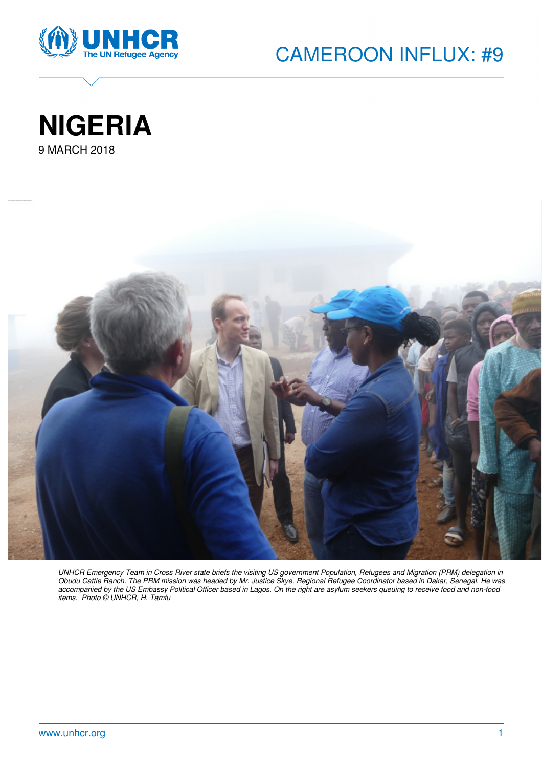# CAMEROON INFLUX: #9

# NIGERIA

9 MARCH 2018

*UNHCR Emergency Team in Cross River state briefs the visiting US government Population, Refugees and Migration (PRM) delegation in Obudu Cattle Ranch. The PRM mission was headed by Mr. Justice Skye, Regional Refugee Coordinator based in Dakar, Senegal. He was accompanied by the US Embassy Political Officer based in Lagos. On the right are asylum seekers queuing to receive food and non-food items. Photo © UNHCR, H. Tamfu*

www.unhcr.org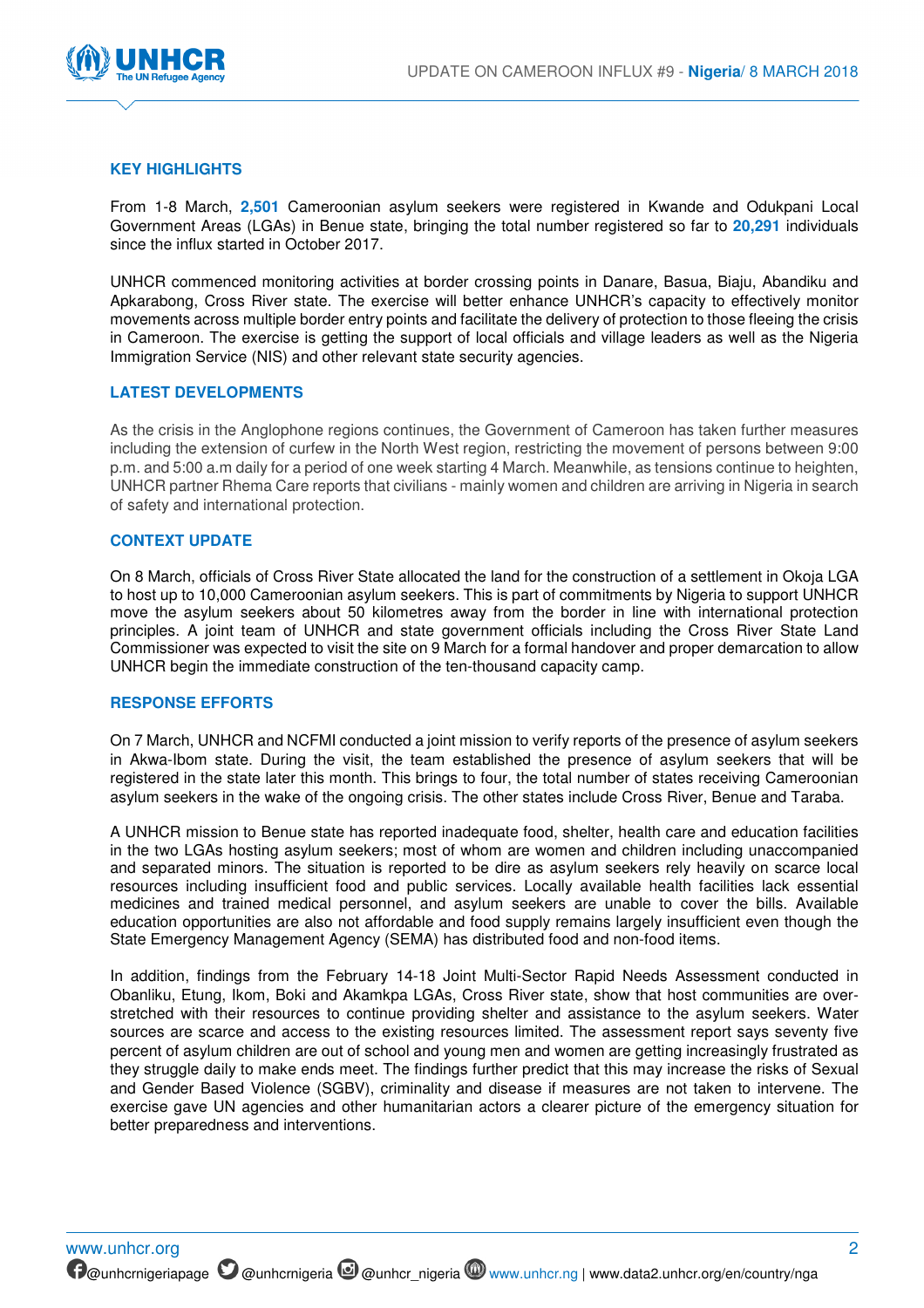## KEY HIGHLIGHTS

From 1-8 March, **2,501** Cameroonian asylum seekers were registered in Kwande and Odukpani Local Government Areas (LGAs) in Benue state, bringing the total number registered so far to **20,291** individuals since the influx started in October 2017.

UNHCR commenced monitoring activities at border crossing points in Danare, Basua, Biaju, Abandiku and Apkarabong, Cross River state. The exercise will better enhance UNHCR's capacity to effectively monitor movements across multiple border entry points and facilitate the delivery of protection to those fleeing the crisis in Cameroon. The exercise is getting the support of local officials and village leaders as well as the Nigeria Immigration Service (NIS) and other relevant state security agencies.

## LATEST DEVELOPMENTS

As the crisis in the Anglophone regions continues, the Government of Cameroon has taken further measures including the extension of curfew in the North West region, restricting the movement of persons between 9:00 p.m. and 5:00 a.m daily for a period of one week starting 4 March. Meanwhile, as tensions continue to heighten, UNHCR partner Rhema Care reports that civilians - mainly women and children are arriving in Nigeria in search of safety and international protection.

## CONTEXT UPDATE

On 8 March, officials of Cross River State allocated the land for the construction of a settlement in Okoja LGA to host up to 10,000 Cameroonian asylum seekers. This is part of commitments by Nigeria to support UNHCR move the asylum seekers about 50 kilometres away from the border in line with international protection principles. A joint team of UNHCR and state government officials including the Cross River State Land Commissioner was expected to visit the site on 9 March for a formal handover and proper demarcation to allow UNHCR begin the immediate construction of the ten-thousand capacity camp.

## RESPONSE EFFORTS

On 7 March, UNHCR and NCFMI conducted a joint mission to verify reports of the presence of asylum seekers in Akwa-Ibom state. During the visit, the team established the presence of asylum seekers that will be registered in the state later this month. This brings to four, the total number of states receiving Cameroonian asylum seekers in the wake of the ongoing crisis. The other states include Cross River, Benue and Taraba.

A UNHCR mission to Benue state has reported inadequate food, shelter, health care and education facilities in the two LGAs hosting asylum seekers; most of whom are women and children including unaccompanied and separated minors. The situation is reported to be dire as asylum seekers rely heavily on scarce local resources including insufficient food and public services. Locally available health facilities lack essential medicines and trained medical personnel, and asylum seekers are unable to cover the bills. Available education opportunities are also not affordable and food supply remains largely insufficient even though the State Emergency Management Agency (SEMA) has distributed food and non-food items.

In addition, findings from the February 14-18 Joint Multi-Sector Rapid Needs Assessment conducted in Obanliku, Etung, Ikom, Boki and Akamkpa LGAs, Cross River state, show that host communities are over-stretched with their resources to continue providing shelter and assistance to the asylum seekers. Water sources are scarce and access to the existing resources limited. The assessment report says seventy five percent of asylum children are out of school and young men and women are getting increasingly frustrated as they struggle daily to make ends meet. The findings further predict that this may increase the risks of Sexual and Gender Based Violence (SGBV), criminality and disease if measures are not taken to intervene. The exercise gave UN agencies and other humanitarian actors a clearer picture of the emergency situation for better preparedness and interventions.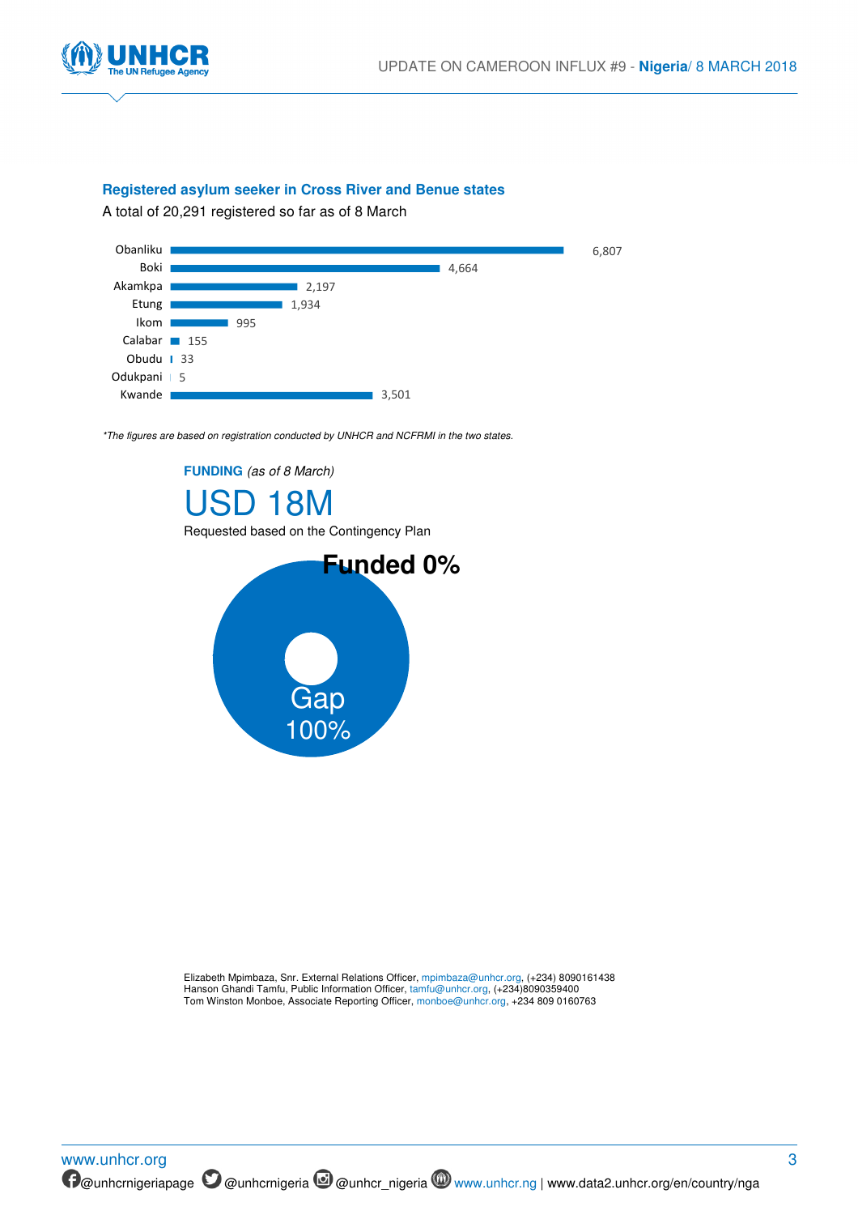## Registered asylum seeker in Cross River and Benue states

A total of 20,291 registered so far as of 8 March

Obanliku 6,807
Boki 4,664
Akamkpa 2,197
Etung 1,934
Ikom 995
Calabar 155
Obudu 33
Odukpani 5
Kwande 3,501

*\*The figures are based on registration conducted by UNHCR and NCFRMI in the two states.*

**FUNDING** *(as of 8 March)*

# USD 18M

Requested based on the Contingency Plan

**Funded 0%**

Gap
100%

Elizabeth Mpimbaza, Snr. External Relations Officer, mpimbaza@unhcr.org, (+234) 8090161438
Hanson Ghandi Tamfu, Public Information Officer, tamfu@unhcr.org, (+234)8090359400
Tom Winston Monboe, Associate Reporting Officer, monboe@unhcr.org, +234 809 0160763